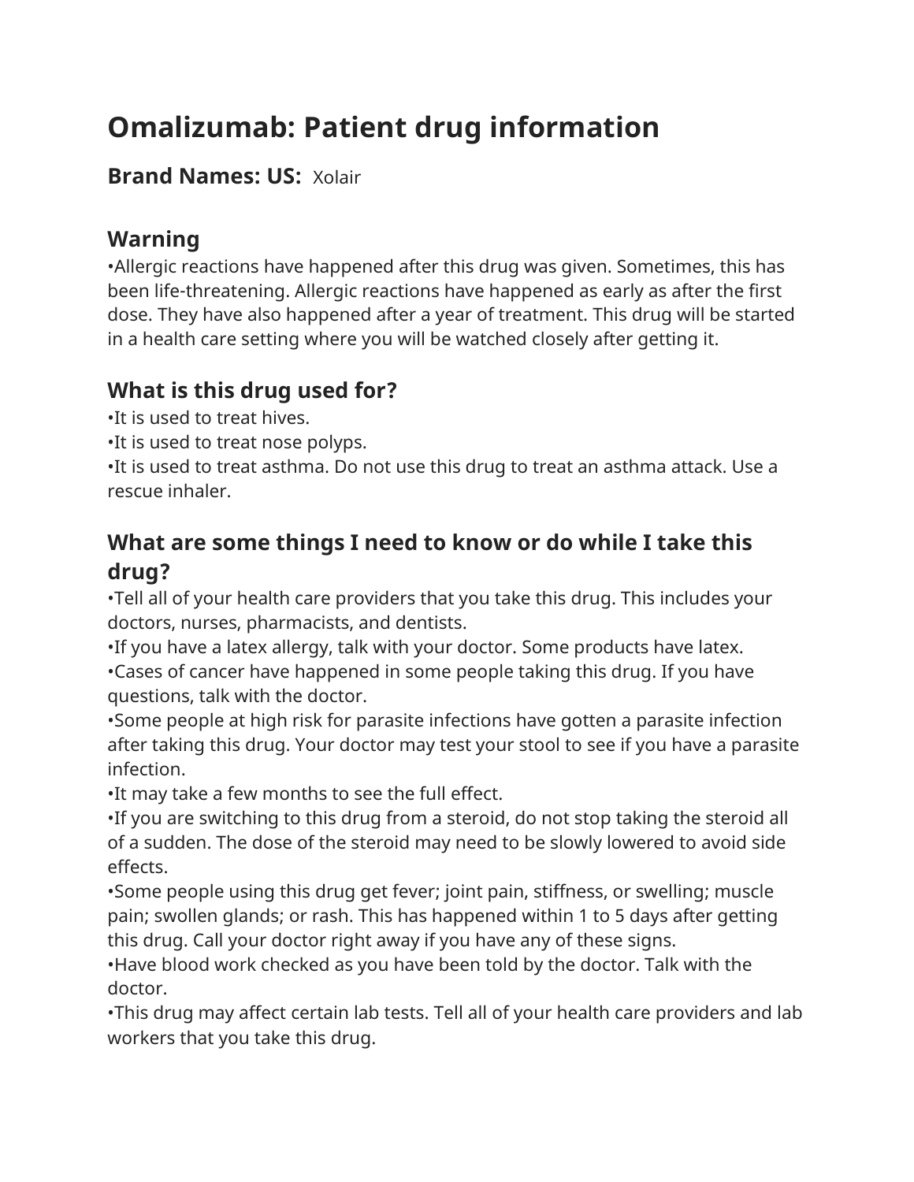# Omalizumab: Patient drug information

## Brand Names: US: Xolair

## Warning

•Allergic reactions have happened after this drug was given. Sometimes, this has been life-threatening. Allergic reactions have happened as early as after the first dose. They have also happened after a year of treatment. This drug will be started in a health care setting where you will be watched closely after getting it.

## What is this drug used for?

•It is used to treat hives.
•It is used to treat nose polyps.
•It is used to treat asthma. Do not use this drug to treat an asthma attack. Use a rescue inhaler.

## What are some things I need to know or do while I take this drug?

•Tell all of your health care providers that you take this drug. This includes your doctors, nurses, pharmacists, and dentists.
•If you have a latex allergy, talk with your doctor. Some products have latex.
•Cases of cancer have happened in some people taking this drug. If you have questions, talk with the doctor.
•Some people at high risk for parasite infections have gotten a parasite infection after taking this drug. Your doctor may test your stool to see if you have a parasite infection.
•It may take a few months to see the full effect.
•If you are switching to this drug from a steroid, do not stop taking the steroid all of a sudden. The dose of the steroid may need to be slowly lowered to avoid side effects.
•Some people using this drug get fever; joint pain, stiffness, or swelling; muscle pain; swollen glands; or rash. This has happened within 1 to 5 days after getting this drug. Call your doctor right away if you have any of these signs.
•Have blood work checked as you have been told by the doctor. Talk with the doctor.
•This drug may affect certain lab tests. Tell all of your health care providers and lab workers that you take this drug.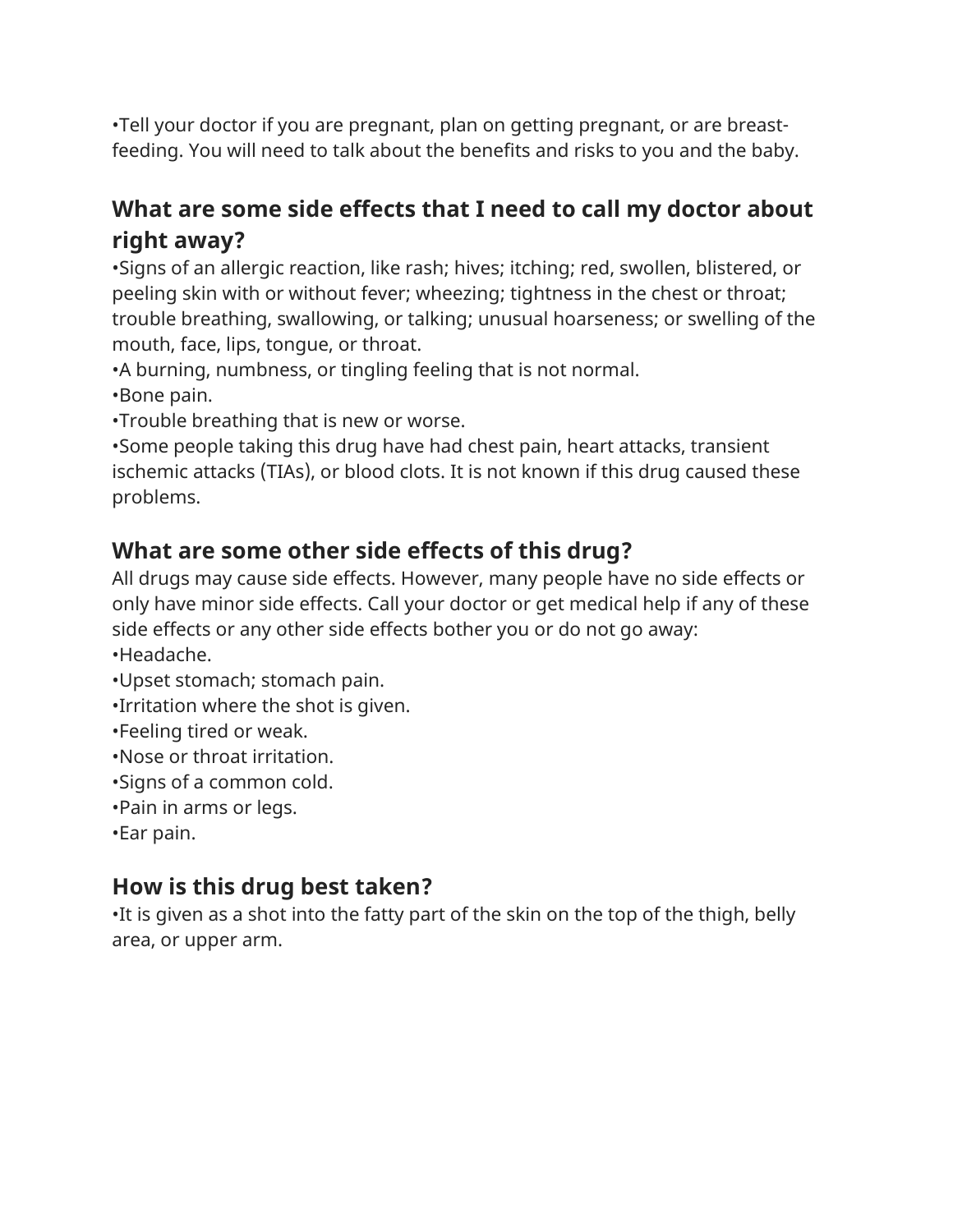•Tell your doctor if you are pregnant, plan on getting pregnant, or are breast-feeding. You will need to talk about the benefits and risks to you and the baby.

## What are some side effects that I need to call my doctor about right away?

•Signs of an allergic reaction, like rash; hives; itching; red, swollen, blistered, or peeling skin with or without fever; wheezing; tightness in the chest or throat; trouble breathing, swallowing, or talking; unusual hoarseness; or swelling of the mouth, face, lips, tongue, or throat.
•A burning, numbness, or tingling feeling that is not normal.
•Bone pain.
•Trouble breathing that is new or worse.
•Some people taking this drug have had chest pain, heart attacks, transient ischemic attacks (TIAs), or blood clots. It is not known if this drug caused these problems.

## What are some other side effects of this drug?

All drugs may cause side effects. However, many people have no side effects or only have minor side effects. Call your doctor or get medical help if any of these side effects or any other side effects bother you or do not go away:
•Headache.
•Upset stomach; stomach pain.
•Irritation where the shot is given.
•Feeling tired or weak.
•Nose or throat irritation.
•Signs of a common cold.
•Pain in arms or legs.
•Ear pain.

## How is this drug best taken?

•It is given as a shot into the fatty part of the skin on the top of the thigh, belly area, or upper arm.